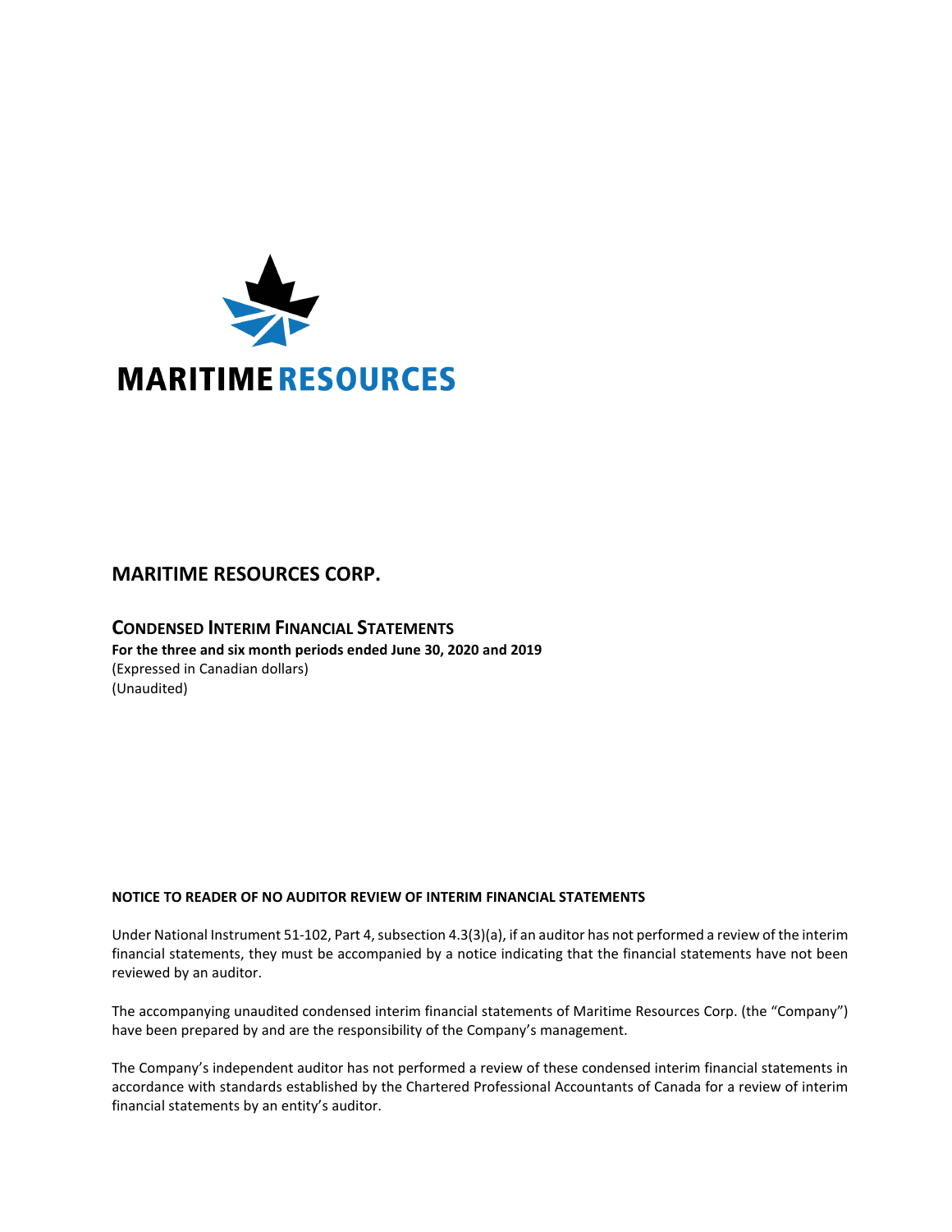MARITIME RESOURCES

# MARITIME RESOURCES CORP.

## CONDENSED INTERIM FINANCIAL STATEMENTS

**For the three and six month periods ended June 30, 2020 and 2019**
(Expressed in Canadian dollars)
(Unaudited)

**NOTICE TO READER OF NO AUDITOR REVIEW OF INTERIM FINANCIAL STATEMENTS**

Under National Instrument 51-102, Part 4, subsection 4.3(3)(a), if an auditor has not performed a review of the interim financial statements, they must be accompanied by a notice indicating that the financial statements have not been reviewed by an auditor.

The accompanying unaudited condensed interim financial statements of Maritime Resources Corp. (the "Company") have been prepared by and are the responsibility of the Company's management.

The Company's independent auditor has not performed a review of these condensed interim financial statements in accordance with standards established by the Chartered Professional Accountants of Canada for a review of interim financial statements by an entity's auditor.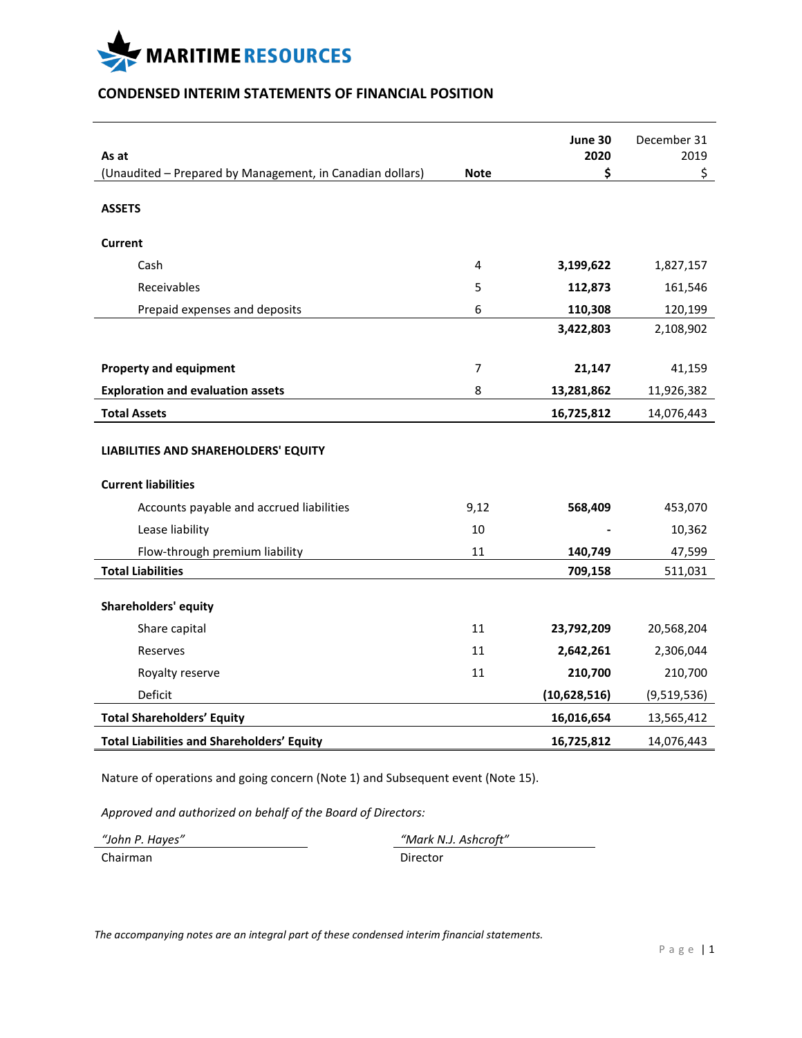MARITIME RESOURCES

## CONDENSED INTERIM STATEMENTS OF FINANCIAL POSITION

| As at<br>(Unaudited – Prepared by Management, in Canadian dollars) | Note | June 30<br>2020<br>$ | December 31<br>2019<br>$ |
|---|---|---|---|
| **ASSETS** | | | |
| **Current** | | | |
| Cash | 4 | **3,199,622** | 1,827,157 |
| Receivables | 5 | **112,873** | 161,546 |
| Prepaid expenses and deposits | 6 | **110,308** | 120,199 |
| | | **3,422,803** | 2,108,902 |
| **Property and equipment** | 7 | **21,147** | 41,159 |
| **Exploration and evaluation assets** | 8 | **13,281,862** | 11,926,382 |
| **Total Assets** | | **16,725,812** | 14,076,443 |
| **LIABILITIES AND SHAREHOLDERS' EQUITY** | | | |
| **Current liabilities** | | | |
| Accounts payable and accrued liabilities | 9,12 | **568,409** | 453,070 |
| Lease liability | 10 | **-** | 10,362 |
| Flow-through premium liability | 11 | **140,749** | 47,599 |
| **Total Liabilities** | | **709,158** | 511,031 |
| **Shareholders' equity** | | | |
| Share capital | 11 | **23,792,209** | 20,568,204 |
| Reserves | 11 | **2,642,261** | 2,306,044 |
| Royalty reserve | 11 | **210,700** | 210,700 |
| Deficit | | **(10,628,516)** | (9,519,536) |
| **Total Shareholders' Equity** | | **16,016,654** | 13,565,412 |
| **Total Liabilities and Shareholders' Equity** | | **16,725,812** | 14,076,443 |

Nature of operations and going concern (Note 1) and Subsequent event (Note 15).

*Approved and authorized on behalf of the Board of Directors:*

| *"John P. Hayes"* | *"Mark N.J. Ashcroft"* |
|---|---|
| Chairman | Director |

*The accompanying notes are an integral part of these condensed interim financial statements.*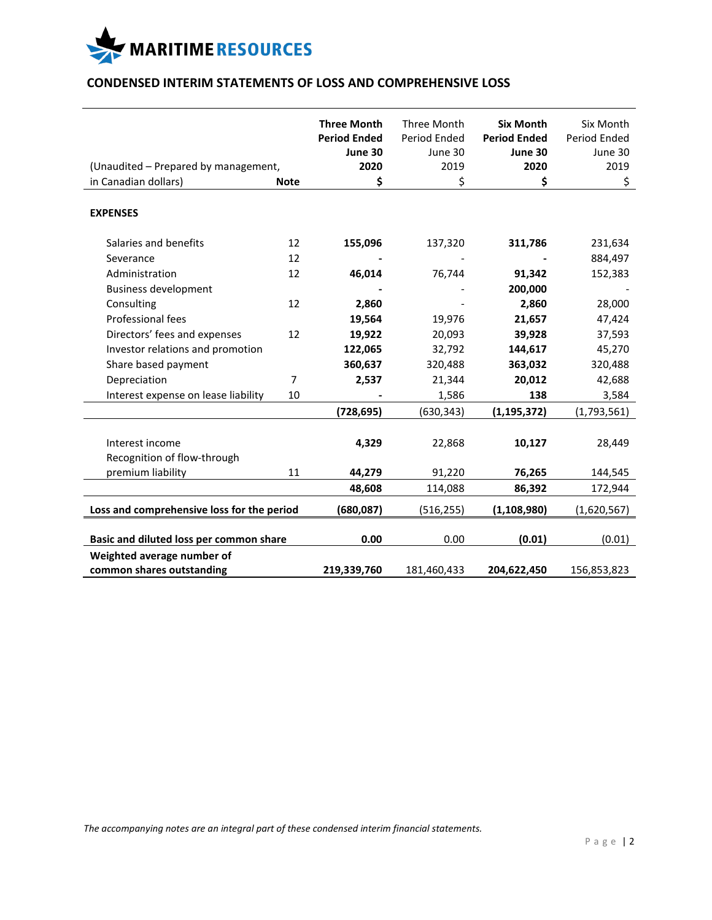**MARITIME RESOURCES**

## CONDENSED INTERIM STATEMENTS OF LOSS AND COMPREHENSIVE LOSS

| (Unaudited – Prepared by management, in Canadian dollars) | Note | **Three Month Period Ended June 30 2020 $** | Three Month Period Ended June 30 2019 $ | **Six Month Period Ended June 30 2020 $** | Six Month Period Ended June 30 2019 $ |
|---|---|---|---|---|---|
| **EXPENSES** | | | | | |
| Salaries and benefits | 12 | **155,096** | 137,320 | **311,786** | 231,634 |
| Severance | 12 | **-** | - | **-** | 884,497 |
| Administration | 12 | **46,014** | 76,744 | **91,342** | 152,383 |
| Business development | | **-** | - | **200,000** | - |
| Consulting | 12 | **2,860** | - | **2,860** | 28,000 |
| Professional fees | | **19,564** | 19,976 | **21,657** | 47,424 |
| Directors' fees and expenses | 12 | **19,922** | 20,093 | **39,928** | 37,593 |
| Investor relations and promotion | | **122,065** | 32,792 | **144,617** | 45,270 |
| Share based payment | | **360,637** | 320,488 | **363,032** | 320,488 |
| Depreciation | 7 | **2,537** | 21,344 | **20,012** | 42,688 |
| Interest expense on lease liability | 10 | **-** | 1,586 | **138** | 3,584 |
| | | **(728,695)** | (630,343) | **(1,195,372)** | (1,793,561) |
| Interest income | | **4,329** | 22,868 | **10,127** | 28,449 |
| Recognition of flow-through premium liability | 11 | **44,279** | 91,220 | **76,265** | 144,545 |
| | | **48,608** | 114,088 | **86,392** | 172,944 |
| **Loss and comprehensive loss for the period** | | **(680,087)** | (516,255) | **(1,108,980)** | (1,620,567) |
| **Basic and diluted loss per common share** | | **0.00** | 0.00 | **(0.01)** | (0.01) |
| **Weighted average number of common shares outstanding** | | **219,339,760** | 181,460,433 | **204,622,450** | 156,853,823 |

*The accompanying notes are an integral part of these condensed interim financial statements.*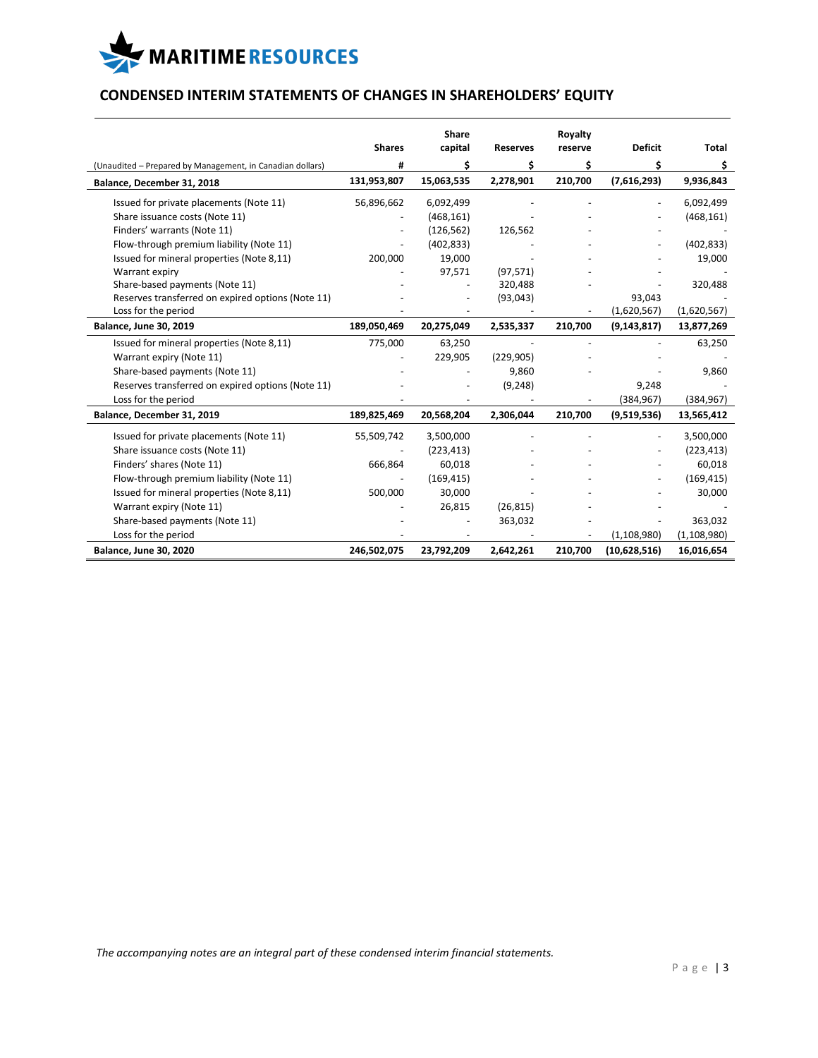# MARITIME RESOURCES

## CONDENSED INTERIM STATEMENTS OF CHANGES IN SHAREHOLDERS' EQUITY

| | Shares | Share capital | Reserves | Royalty reserve | Deficit | Total |
|---|---|---|---|---|---|---|
| (Unaudited – Prepared by Management, in Canadian dollars) | # | $ | $ | $ | $ | $ |
| **Balance, December 31, 2018** | **131,953,807** | **15,063,535** | **2,278,901** | **210,700** | **(7,616,293)** | **9,936,843** |
| Issued for private placements (Note 11) | 56,896,662 | 6,092,499 | - | - | - | 6,092,499 |
| Share issuance costs (Note 11) | - | (468,161) | - | - | - | (468,161) |
| Finders' warrants (Note 11) | - | (126,562) | 126,562 | - | - | - |
| Flow-through premium liability (Note 11) | - | (402,833) | - | - | - | (402,833) |
| Issued for mineral properties (Note 8,11) | 200,000 | 19,000 | - | - | - | 19,000 |
| Warrant expiry | - | 97,571 | (97,571) | - | - | - |
| Share-based payments (Note 11) | - | - | 320,488 | - | - | 320,488 |
| Reserves transferred on expired options (Note 11) | - | - | (93,043) | | 93,043 | - |
| Loss for the period | - | - | - | - | (1,620,567) | (1,620,567) |
| **Balance, June 30, 2019** | **189,050,469** | **20,275,049** | **2,535,337** | **210,700** | **(9,143,817)** | **13,877,269** |
| Issued for mineral properties (Note 8,11) | 775,000 | 63,250 | - | - | - | 63,250 |
| Warrant expiry (Note 11) | - | 229,905 | (229,905) | - | - | - |
| Share-based payments (Note 11) | - | - | 9,860 | - | - | 9,860 |
| Reserves transferred on expired options (Note 11) | - | - | (9,248) | | 9,248 | - |
| Loss for the period | - | - | - | - | (384,967) | (384,967) |
| **Balance, December 31, 2019** | **189,825,469** | **20,568,204** | **2,306,044** | **210,700** | **(9,519,536)** | **13,565,412** |
| Issued for private placements (Note 11) | 55,509,742 | 3,500,000 | - | - | - | 3,500,000 |
| Share issuance costs (Note 11) | - | (223,413) | - | - | - | (223,413) |
| Finders' shares (Note 11) | 666,864 | 60,018 | - | - | - | 60,018 |
| Flow-through premium liability (Note 11) | - | (169,415) | - | - | - | (169,415) |
| Issued for mineral properties (Note 8,11) | 500,000 | 30,000 | - | - | - | 30,000 |
| Warrant expiry (Note 11) | - | 26,815 | (26,815) | - | - | - |
| Share-based payments (Note 11) | - | - | 363,032 | - | - | 363,032 |
| Loss for the period | - | - | - | - | (1,108,980) | (1,108,980) |
| **Balance, June 30, 2020** | **246,502,075** | **23,792,209** | **2,642,261** | **210,700** | **(10,628,516)** | **16,016,654** |

*The accompanying notes are an integral part of these condensed interim financial statements.*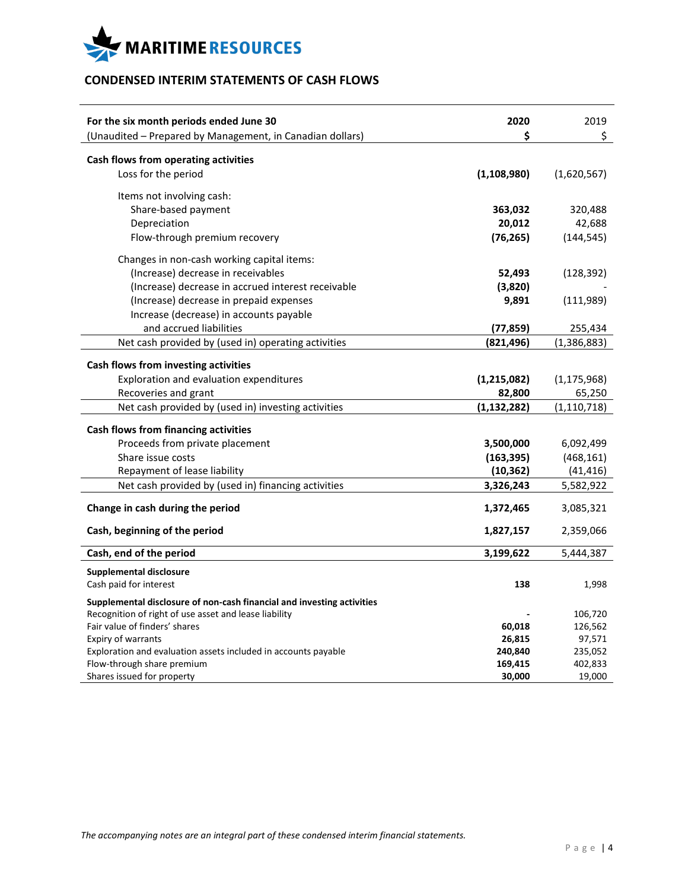# MARITIME RESOURCES

## CONDENSED INTERIM STATEMENTS OF CASH FLOWS

| For the six month periods ended June 30 | 2020 | 2019 |
|---|---|---|
| (Unaudited – Prepared by Management, in Canadian dollars) | $ | $ |
| **Cash flows from operating activities** | | |
| Loss for the period | **(1,108,980)** | (1,620,567) |
| Items not involving cash: | | |
| Share-based payment | **363,032** | 320,488 |
| Depreciation | **20,012** | 42,688 |
| Flow-through premium recovery | **(76,265)** | (144,545) |
| Changes in non-cash working capital items: | | |
| (Increase) decrease in receivables | **52,493** | (128,392) |
| (Increase) decrease in accrued interest receivable | **(3,820)** | - |
| (Increase) decrease in prepaid expenses | **9,891** | (111,989) |
| Increase (decrease) in accounts payable and accrued liabilities | **(77,859)** | 255,434 |
| Net cash provided by (used in) operating activities | **(821,496)** | (1,386,883) |
| **Cash flows from investing activities** | | |
| Exploration and evaluation expenditures | **(1,215,082)** | (1,175,968) |
| Recoveries and grant | **82,800** | 65,250 |
| Net cash provided by (used in) investing activities | **(1,132,282)** | (1,110,718) |
| **Cash flows from financing activities** | | |
| Proceeds from private placement | **3,500,000** | 6,092,499 |
| Share issue costs | **(163,395)** | (468,161) |
| Repayment of lease liability | **(10,362)** | (41,416) |
| Net cash provided by (used in) financing activities | **3,326,243** | 5,582,922 |
| **Change in cash during the period** | **1,372,465** | 3,085,321 |
| **Cash, beginning of the period** | **1,827,157** | 2,359,066 |
| **Cash, end of the period** | **3,199,622** | 5,444,387 |
| **Supplemental disclosure** | | |
| Cash paid for interest | **138** | 1,998 |
| **Supplemental disclosure of non-cash financial and investing activities** | | |
| Recognition of right of use asset and lease liability | **-** | 106,720 |
| Fair value of finders' shares | **60,018** | 126,562 |
| Expiry of warrants | **26,815** | 97,571 |
| Exploration and evaluation assets included in accounts payable | **240,840** | 235,052 |
| Flow-through share premium | **169,415** | 402,833 |
| Shares issued for property | **30,000** | 19,000 |

*The accompanying notes are an integral part of these condensed interim financial statements.*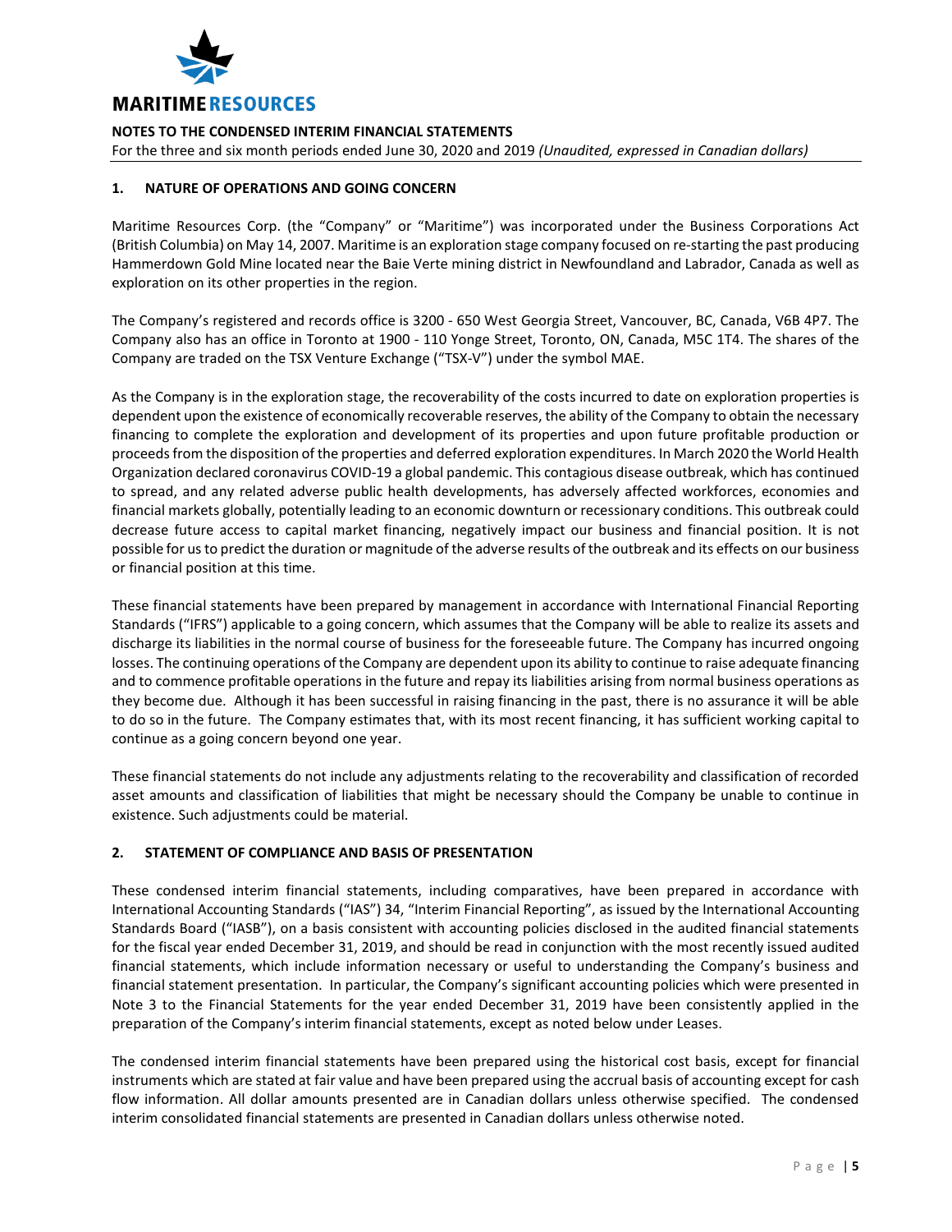**NOTES TO THE CONDENSED INTERIM FINANCIAL STATEMENTS**

For the three and six month periods ended June 30, 2020 and 2019 *(Unaudited, expressed in Canadian dollars)*

## 1. NATURE OF OPERATIONS AND GOING CONCERN

Maritime Resources Corp. (the "Company" or "Maritime") was incorporated under the Business Corporations Act (British Columbia) on May 14, 2007. Maritime is an exploration stage company focused on re-starting the past producing Hammerdown Gold Mine located near the Baie Verte mining district in Newfoundland and Labrador, Canada as well as exploration on its other properties in the region.

The Company's registered and records office is 3200 - 650 West Georgia Street, Vancouver, BC, Canada, V6B 4P7. The Company also has an office in Toronto at 1900 - 110 Yonge Street, Toronto, ON, Canada, M5C 1T4. The shares of the Company are traded on the TSX Venture Exchange ("TSX-V") under the symbol MAE.

As the Company is in the exploration stage, the recoverability of the costs incurred to date on exploration properties is dependent upon the existence of economically recoverable reserves, the ability of the Company to obtain the necessary financing to complete the exploration and development of its properties and upon future profitable production or proceeds from the disposition of the properties and deferred exploration expenditures. In March 2020 the World Health Organization declared coronavirus COVID-19 a global pandemic. This contagious disease outbreak, which has continued to spread, and any related adverse public health developments, has adversely affected workforces, economies and financial markets globally, potentially leading to an economic downturn or recessionary conditions. This outbreak could decrease future access to capital market financing, negatively impact our business and financial position. It is not possible for us to predict the duration or magnitude of the adverse results of the outbreak and its effects on our business or financial position at this time.

These financial statements have been prepared by management in accordance with International Financial Reporting Standards ("IFRS") applicable to a going concern, which assumes that the Company will be able to realize its assets and discharge its liabilities in the normal course of business for the foreseeable future. The Company has incurred ongoing losses. The continuing operations of the Company are dependent upon its ability to continue to raise adequate financing and to commence profitable operations in the future and repay its liabilities arising from normal business operations as they become due. Although it has been successful in raising financing in the past, there is no assurance it will be able to do so in the future. The Company estimates that, with its most recent financing, it has sufficient working capital to continue as a going concern beyond one year.

These financial statements do not include any adjustments relating to the recoverability and classification of recorded asset amounts and classification of liabilities that might be necessary should the Company be unable to continue in existence. Such adjustments could be material.

## 2. STATEMENT OF COMPLIANCE AND BASIS OF PRESENTATION

These condensed interim financial statements, including comparatives, have been prepared in accordance with International Accounting Standards ("IAS") 34, "Interim Financial Reporting", as issued by the International Accounting Standards Board ("IASB"), on a basis consistent with accounting policies disclosed in the audited financial statements for the fiscal year ended December 31, 2019, and should be read in conjunction with the most recently issued audited financial statements, which include information necessary or useful to understanding the Company's business and financial statement presentation. In particular, the Company's significant accounting policies which were presented in Note 3 to the Financial Statements for the year ended December 31, 2019 have been consistently applied in the preparation of the Company's interim financial statements, except as noted below under Leases.

The condensed interim financial statements have been prepared using the historical cost basis, except for financial instruments which are stated at fair value and have been prepared using the accrual basis of accounting except for cash flow information. All dollar amounts presented are in Canadian dollars unless otherwise specified. The condensed interim consolidated financial statements are presented in Canadian dollars unless otherwise noted.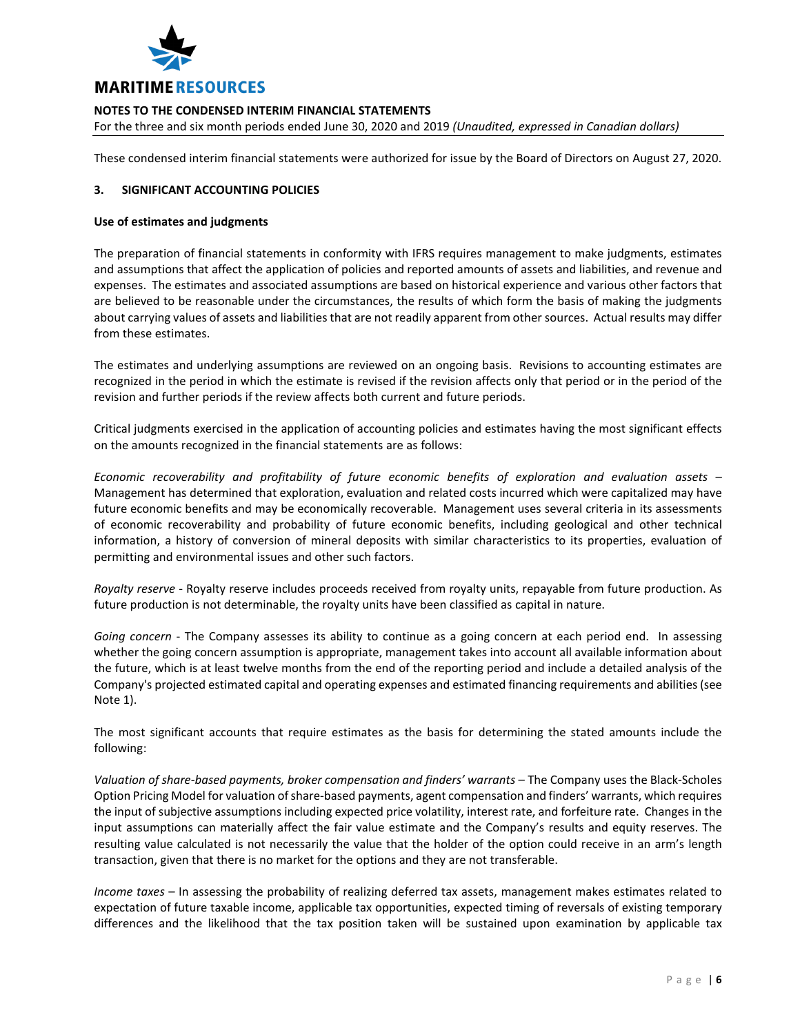These condensed interim financial statements were authorized for issue by the Board of Directors on August 27, 2020.

### 3. SIGNIFICANT ACCOUNTING POLICIES

**Use of estimates and judgments**

The preparation of financial statements in conformity with IFRS requires management to make judgments, estimates and assumptions that affect the application of policies and reported amounts of assets and liabilities, and revenue and expenses. The estimates and associated assumptions are based on historical experience and various other factors that are believed to be reasonable under the circumstances, the results of which form the basis of making the judgments about carrying values of assets and liabilities that are not readily apparent from other sources. Actual results may differ from these estimates.

The estimates and underlying assumptions are reviewed on an ongoing basis. Revisions to accounting estimates are recognized in the period in which the estimate is revised if the revision affects only that period or in the period of the revision and further periods if the review affects both current and future periods.

Critical judgments exercised in the application of accounting policies and estimates having the most significant effects on the amounts recognized in the financial statements are as follows:

*Economic recoverability and profitability of future economic benefits of exploration and evaluation assets* – Management has determined that exploration, evaluation and related costs incurred which were capitalized may have future economic benefits and may be economically recoverable. Management uses several criteria in its assessments of economic recoverability and probability of future economic benefits, including geological and other technical information, a history of conversion of mineral deposits with similar characteristics to its properties, evaluation of permitting and environmental issues and other such factors.

*Royalty reserve* - Royalty reserve includes proceeds received from royalty units, repayable from future production. As future production is not determinable, the royalty units have been classified as capital in nature.

*Going concern* - The Company assesses its ability to continue as a going concern at each period end. In assessing whether the going concern assumption is appropriate, management takes into account all available information about the future, which is at least twelve months from the end of the reporting period and include a detailed analysis of the Company's projected estimated capital and operating expenses and estimated financing requirements and abilities (see Note 1).

The most significant accounts that require estimates as the basis for determining the stated amounts include the following:

*Valuation of share-based payments, broker compensation and finders' warrants* – The Company uses the Black-Scholes Option Pricing Model for valuation of share-based payments, agent compensation and finders' warrants, which requires the input of subjective assumptions including expected price volatility, interest rate, and forfeiture rate. Changes in the input assumptions can materially affect the fair value estimate and the Company's results and equity reserves. The resulting value calculated is not necessarily the value that the holder of the option could receive in an arm's length transaction, given that there is no market for the options and they are not transferable.

*Income taxes* – In assessing the probability of realizing deferred tax assets, management makes estimates related to expectation of future taxable income, applicable tax opportunities, expected timing of reversals of existing temporary differences and the likelihood that the tax position taken will be sustained upon examination by applicable tax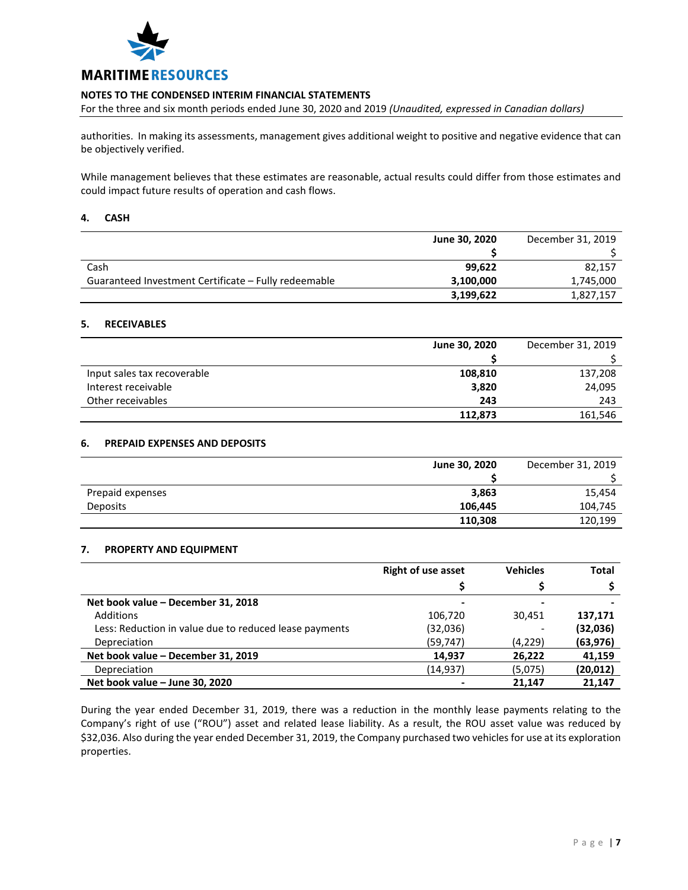authorities. In making its assessments, management gives additional weight to positive and negative evidence that can be objectively verified.

While management believes that these estimates are reasonable, actual results could differ from those estimates and could impact future results of operation and cash flows.

## 4. CASH

| | June 30, 2020 | December 31, 2019 |
|---|---|---|
| | **$** | $ |
| Cash | **99,622** | 82,157 |
| Guaranteed Investment Certificate – Fully redeemable | **3,100,000** | 1,745,000 |
| | **3,199,622** | 1,827,157 |

## 5. RECEIVABLES

| | June 30, 2020 | December 31, 2019 |
|---|---|---|
| | **$** | $ |
| Input sales tax recoverable | **108,810** | 137,208 |
| Interest receivable | **3,820** | 24,095 |
| Other receivables | **243** | 243 |
| | **112,873** | 161,546 |

## 6. PREPAID EXPENSES AND DEPOSITS

| | June 30, 2020 | December 31, 2019 |
|---|---|---|
| | **$** | $ |
| Prepaid expenses | **3,863** | 15,454 |
| Deposits | **106,445** | 104,745 |
| | **110,308** | 120,199 |

## 7. PROPERTY AND EQUIPMENT

| | Right of use asset | Vehicles | Total |
|---|---|---|---|
| | $ | $ | $ |
| **Net book value – December 31, 2018** | - | - | - |
| Additions | 106,720 | 30,451 | **137,171** |
| Less: Reduction in value due to reduced lease payments | (32,036) | - | **(32,036)** |
| Depreciation | (59,747) | (4,229) | **(63,976)** |
| **Net book value – December 31, 2019** | **14,937** | **26,222** | **41,159** |
| Depreciation | (14,937) | (5,075) | **(20,012)** |
| **Net book value – June 30, 2020** | **-** | **21,147** | **21,147** |

During the year ended December 31, 2019, there was a reduction in the monthly lease payments relating to the Company's right of use ("ROU") asset and related lease liability. As a result, the ROU asset value was reduced by $32,036. Also during the year ended December 31, 2019, the Company purchased two vehicles for use at its exploration properties.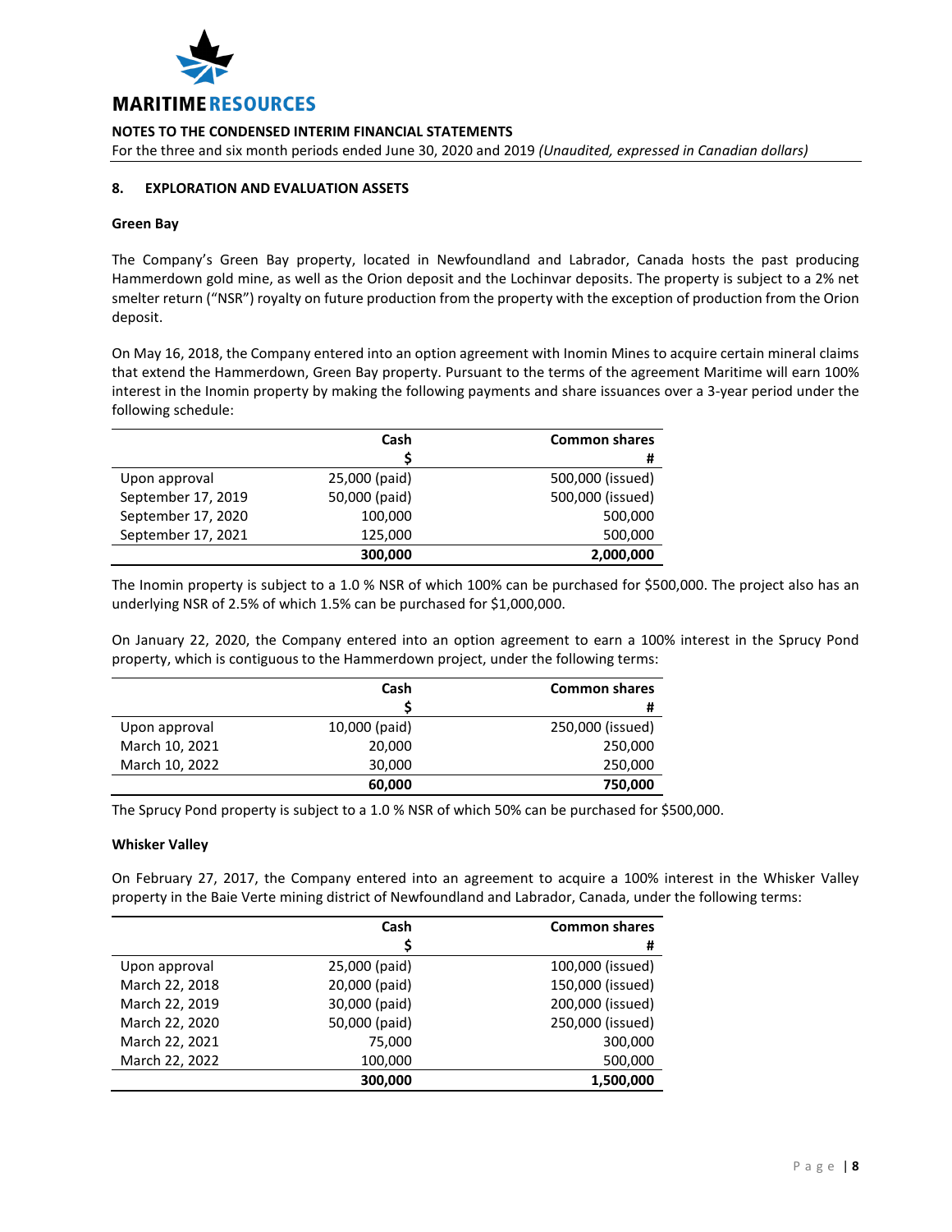## 8. EXPLORATION AND EVALUATION ASSETS

### Green Bay

The Company's Green Bay property, located in Newfoundland and Labrador, Canada hosts the past producing Hammerdown gold mine, as well as the Orion deposit and the Lochinvar deposits. The property is subject to a 2% net smelter return ("NSR") royalty on future production from the property with the exception of production from the Orion deposit.

On May 16, 2018, the Company entered into an option agreement with Inomin Mines to acquire certain mineral claims that extend the Hammerdown, Green Bay property. Pursuant to the terms of the agreement Maritime will earn 100% interest in the Inomin property by making the following payments and share issuances over a 3-year period under the following schedule:

| | Cash<br>$ | Common shares<br># |
|---|---:|---:|
| Upon approval | 25,000 (paid) | 500,000 (issued) |
| September 17, 2019 | 50,000 (paid) | 500,000 (issued) |
| September 17, 2020 | 100,000 | 500,000 |
| September 17, 2021 | 125,000 | 500,000 |
| | **300,000** | **2,000,000** |

The Inomin property is subject to a 1.0 % NSR of which 100% can be purchased for $500,000. The project also has an underlying NSR of 2.5% of which 1.5% can be purchased for $1,000,000.

On January 22, 2020, the Company entered into an option agreement to earn a 100% interest in the Sprucy Pond property, which is contiguous to the Hammerdown project, under the following terms:

| | Cash<br>$ | Common shares<br># |
|---|---:|---:|
| Upon approval | 10,000 (paid) | 250,000 (issued) |
| March 10, 2021 | 20,000 | 250,000 |
| March 10, 2022 | 30,000 | 250,000 |
| | **60,000** | **750,000** |

The Sprucy Pond property is subject to a 1.0 % NSR of which 50% can be purchased for $500,000.

### Whisker Valley

On February 27, 2017, the Company entered into an agreement to acquire a 100% interest in the Whisker Valley property in the Baie Verte mining district of Newfoundland and Labrador, Canada, under the following terms:

| | Cash<br>$ | Common shares<br># |
|---|---:|---:|
| Upon approval | 25,000 (paid) | 100,000 (issued) |
| March 22, 2018 | 20,000 (paid) | 150,000 (issued) |
| March 22, 2019 | 30,000 (paid) | 200,000 (issued) |
| March 22, 2020 | 50,000 (paid) | 250,000 (issued) |
| March 22, 2021 | 75,000 | 300,000 |
| March 22, 2022 | 100,000 | 500,000 |
| | **300,000** | **1,500,000** |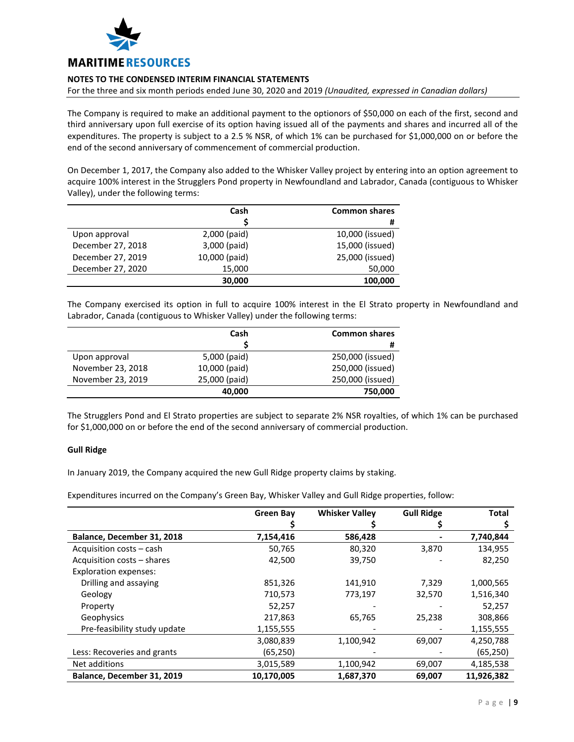**NOTES TO THE CONDENSED INTERIM FINANCIAL STATEMENTS**

For the three and six month periods ended June 30, 2020 and 2019 *(Unaudited, expressed in Canadian dollars)*

The Company is required to make an additional payment to the optionors of $50,000 on each of the first, second and third anniversary upon full exercise of its option having issued all of the payments and shares and incurred all of the expenditures. The property is subject to a 2.5 % NSR, of which 1% can be purchased for $1,000,000 on or before the end of the second anniversary of commencement of commercial production.

On December 1, 2017, the Company also added to the Whisker Valley project by entering into an option agreement to acquire 100% interest in the Strugglers Pond property in Newfoundland and Labrador, Canada (contiguous to Whisker Valley), under the following terms:

| | Cash<br>$ | Common shares<br># |
|---|---:|---:|
| Upon approval | 2,000 (paid) | 10,000 (issued) |
| December 27, 2018 | 3,000 (paid) | 15,000 (issued) |
| December 27, 2019 | 10,000 (paid) | 25,000 (issued) |
| December 27, 2020 | 15,000 | 50,000 |
| | **30,000** | **100,000** |

The Company exercised its option in full to acquire 100% interest in the El Strato property in Newfoundland and Labrador, Canada (contiguous to Whisker Valley) under the following terms:

| | Cash<br>$ | Common shares<br># |
|---|---:|---:|
| Upon approval | 5,000 (paid) | 250,000 (issued) |
| November 23, 2018 | 10,000 (paid) | 250,000 (issued) |
| November 23, 2019 | 25,000 (paid) | 250,000 (issued) |
| | **40,000** | **750,000** |

The Strugglers Pond and El Strato properties are subject to separate 2% NSR royalties, of which 1% can be purchased for $1,000,000 on or before the end of the second anniversary of commercial production.

**Gull Ridge**

In January 2019, the Company acquired the new Gull Ridge property claims by staking.

Expenditures incurred on the Company's Green Bay, Whisker Valley and Gull Ridge properties, follow:

| | Green Bay<br>$ | Whisker Valley<br>$ | Gull Ridge<br>$ | Total<br>$ |
|---|---:|---:|---:|---:|
| **Balance, December 31, 2018** | **7,154,416** | **586,428** | **-** | **7,740,844** |
| Acquisition costs – cash | 50,765 | 80,320 | 3,870 | 134,955 |
| Acquisition costs – shares | 42,500 | 39,750 | - | 82,250 |
| Exploration expenses: | | | | |
| Drilling and assaying | 851,326 | 141,910 | 7,329 | 1,000,565 |
| Geology | 710,573 | 773,197 | 32,570 | 1,516,340 |
| Property | 52,257 | - | - | 52,257 |
| Geophysics | 217,863 | 65,765 | 25,238 | 308,866 |
| Pre-feasibility study update | 1,155,555 | - | - | 1,155,555 |
| | 3,080,839 | 1,100,942 | 69,007 | 4,250,788 |
| Less: Recoveries and grants | (65,250) | - | - | (65,250) |
| Net additions | 3,015,589 | 1,100,942 | 69,007 | 4,185,538 |
| **Balance, December 31, 2019** | **10,170,005** | **1,687,370** | **69,007** | **11,926,382** |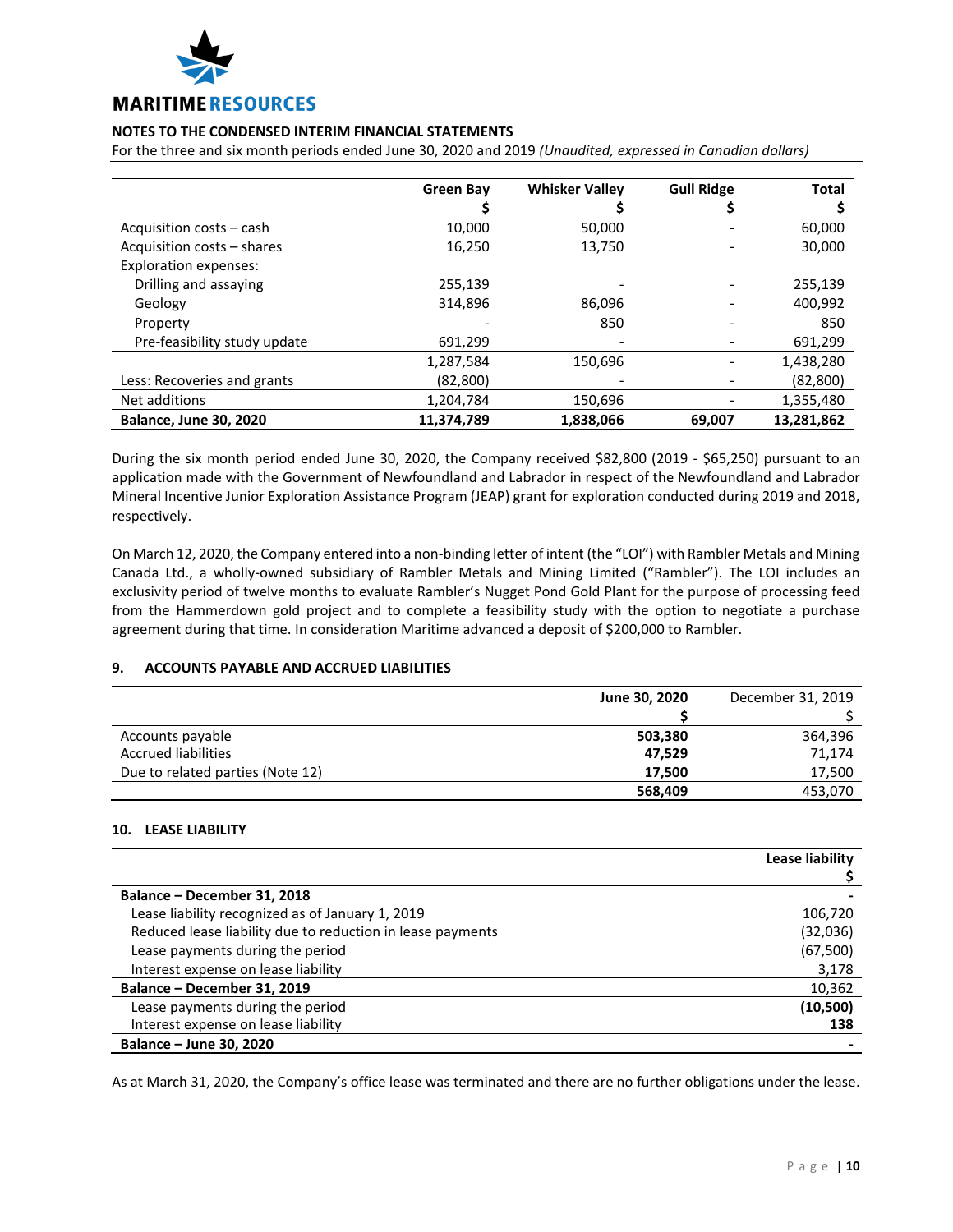**NOTES TO THE CONDENSED INTERIM FINANCIAL STATEMENTS**

For the three and six month periods ended June 30, 2020 and 2019 *(Unaudited, expressed in Canadian dollars)*

| | Green Bay $ | Whisker Valley $ | Gull Ridge $ | Total $ |
|---|---|---|---|---|
| Acquisition costs – cash | 10,000 | 50,000 | - | 60,000 |
| Acquisition costs – shares | 16,250 | 13,750 | - | 30,000 |
| Exploration expenses: | | | | |
| Drilling and assaying | 255,139 | - | - | 255,139 |
| Geology | 314,896 | 86,096 | - | 400,992 |
| Property | - | 850 | - | 850 |
| Pre-feasibility study update | 691,299 | - | - | 691,299 |
| | 1,287,584 | 150,696 | - | 1,438,280 |
| Less: Recoveries and grants | (82,800) | - | - | (82,800) |
| Net additions | 1,204,784 | 150,696 | - | 1,355,480 |
| **Balance, June 30, 2020** | **11,374,789** | **1,838,066** | **69,007** | **13,281,862** |

During the six month period ended June 30, 2020, the Company received $82,800 (2019 - $65,250) pursuant to an application made with the Government of Newfoundland and Labrador in respect of the Newfoundland and Labrador Mineral Incentive Junior Exploration Assistance Program (JEAP) grant for exploration conducted during 2019 and 2018, respectively.

On March 12, 2020, the Company entered into a non-binding letter of intent (the "LOI") with Rambler Metals and Mining Canada Ltd., a wholly-owned subsidiary of Rambler Metals and Mining Limited ("Rambler"). The LOI includes an exclusivity period of twelve months to evaluate Rambler's Nugget Pond Gold Plant for the purpose of processing feed from the Hammerdown gold project and to complete a feasibility study with the option to negotiate a purchase agreement during that time. In consideration Maritime advanced a deposit of $200,000 to Rambler.

## 9. ACCOUNTS PAYABLE AND ACCRUED LIABILITIES

| | June 30, 2020 $ | December 31, 2019 $ |
|---|---|---|
| Accounts payable | **503,380** | 364,396 |
| Accrued liabilities | **47,529** | 71,174 |
| Due to related parties (Note 12) | **17,500** | 17,500 |
| | **568,409** | 453,070 |

## 10. LEASE LIABILITY

| | Lease liability $ |
|---|---|
| **Balance – December 31, 2018** | - |
| Lease liability recognized as of January 1, 2019 | 106,720 |
| Reduced lease liability due to reduction in lease payments | (32,036) |
| Lease payments during the period | (67,500) |
| Interest expense on lease liability | 3,178 |
| **Balance – December 31, 2019** | 10,362 |
| Lease payments during the period | **(10,500)** |
| Interest expense on lease liability | **138** |
| **Balance – June 30, 2020** | **-** |

As at March 31, 2020, the Company's office lease was terminated and there are no further obligations under the lease.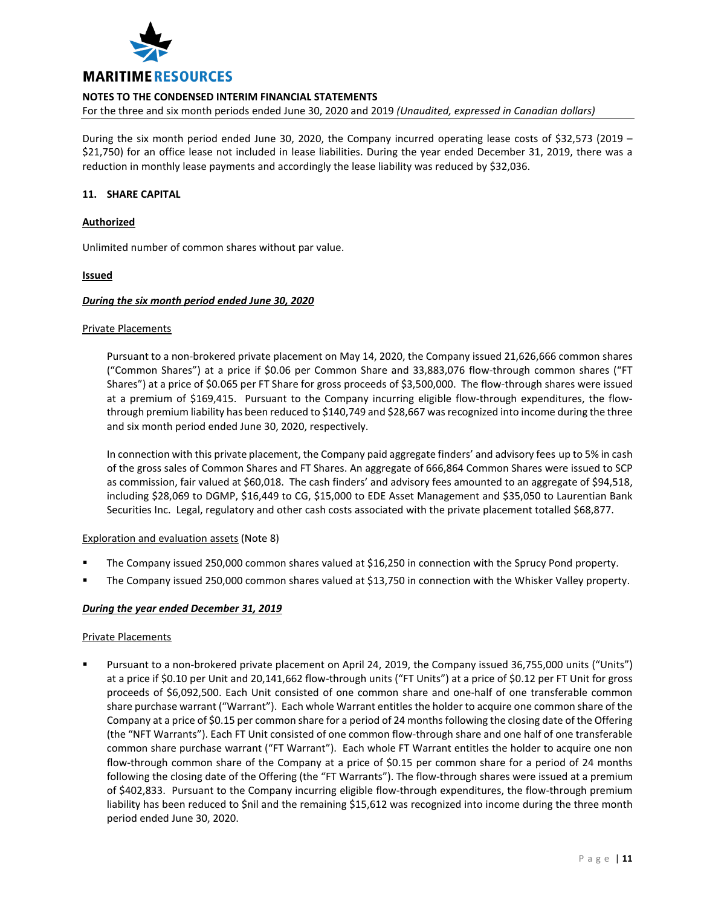During the six month period ended June 30, 2020, the Company incurred operating lease costs of $32,573 (2019 – $21,750) for an office lease not included in lease liabilities. During the year ended December 31, 2019, there was a reduction in monthly lease payments and accordingly the lease liability was reduced by $32,036.

## 11. SHARE CAPITAL

**Authorized**

Unlimited number of common shares without par value.

**Issued**

***During the six month period ended June 30, 2020***

Private Placements

Pursuant to a non-brokered private placement on May 14, 2020, the Company issued 21,626,666 common shares ("Common Shares") at a price if $0.06 per Common Share and 33,883,076 flow-through common shares ("FT Shares") at a price of $0.065 per FT Share for gross proceeds of $3,500,000. The flow-through shares were issued at a premium of $169,415. Pursuant to the Company incurring eligible flow-through expenditures, the flow-through premium liability has been reduced to $140,749 and $28,667 was recognized into income during the three and six month period ended June 30, 2020, respectively.

In connection with this private placement, the Company paid aggregate finders' and advisory fees up to 5% in cash of the gross sales of Common Shares and FT Shares. An aggregate of 666,864 Common Shares were issued to SCP as commission, fair valued at $60,018. The cash finders' and advisory fees amounted to an aggregate of $94,518, including $28,069 to DGMP, $16,449 to CG, $15,000 to EDE Asset Management and $35,050 to Laurentian Bank Securities Inc. Legal, regulatory and other cash costs associated with the private placement totalled $68,877.

Exploration and evaluation assets (Note 8)

- The Company issued 250,000 common shares valued at $16,250 in connection with the Sprucy Pond property.
- The Company issued 250,000 common shares valued at $13,750 in connection with the Whisker Valley property.

***During the year ended December 31, 2019***

Private Placements

- Pursuant to a non-brokered private placement on April 24, 2019, the Company issued 36,755,000 units ("Units") at a price if $0.10 per Unit and 20,141,662 flow-through units ("FT Units") at a price of $0.12 per FT Unit for gross proceeds of $6,092,500. Each Unit consisted of one common share and one-half of one transferable common share purchase warrant ("Warrant"). Each whole Warrant entitles the holder to acquire one common share of the Company at a price of $0.15 per common share for a period of 24 months following the closing date of the Offering (the "NFT Warrants"). Each FT Unit consisted of one common flow-through share and one half of one transferable common share purchase warrant ("FT Warrant"). Each whole FT Warrant entitles the holder to acquire one non flow-through common share of the Company at a price of $0.15 per common share for a period of 24 months following the closing date of the Offering (the "FT Warrants"). The flow-through shares were issued at a premium of $402,833. Pursuant to the Company incurring eligible flow-through expenditures, the flow-through premium liability has been reduced to $nil and the remaining $15,612 was recognized into income during the three month period ended June 30, 2020.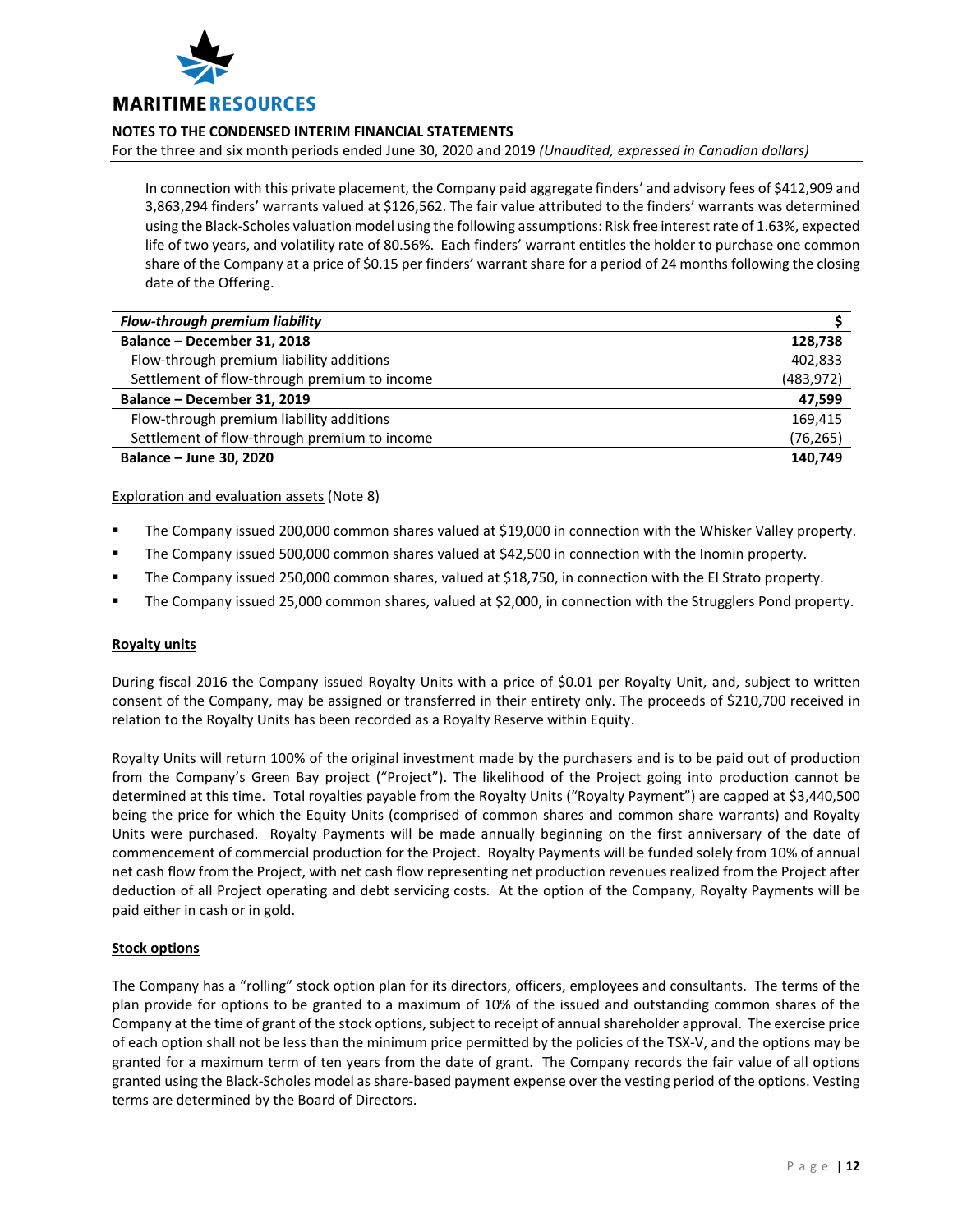In connection with this private placement, the Company paid aggregate finders' and advisory fees of $412,909 and 3,863,294 finders' warrants valued at $126,562. The fair value attributed to the finders' warrants was determined using the Black-Scholes valuation model using the following assumptions: Risk free interest rate of 1.63%, expected life of two years, and volatility rate of 80.56%. Each finders' warrant entitles the holder to purchase one common share of the Company at a price of $0.15 per finders' warrant share for a period of 24 months following the closing date of the Offering.

| ***Flow-through premium liability*** | **$** |
|---|---|
| **Balance – December 31, 2018** | **128,738** |
| Flow-through premium liability additions | 402,833 |
| Settlement of flow-through premium to income | (483,972) |
| **Balance – December 31, 2019** | **47,599** |
| Flow-through premium liability additions | 169,415 |
| Settlement of flow-through premium to income | (76,265) |
| **Balance – June 30, 2020** | **140,749** |

Exploration and evaluation assets (Note 8)

- The Company issued 200,000 common shares valued at $19,000 in connection with the Whisker Valley property.
- The Company issued 500,000 common shares valued at $42,500 in connection with the Inomin property.
- The Company issued 250,000 common shares, valued at $18,750, in connection with the El Strato property.
- The Company issued 25,000 common shares, valued at $2,000, in connection with the Strugglers Pond property.

**Royalty units**

During fiscal 2016 the Company issued Royalty Units with a price of $0.01 per Royalty Unit, and, subject to written consent of the Company, may be assigned or transferred in their entirety only. The proceeds of $210,700 received in relation to the Royalty Units has been recorded as a Royalty Reserve within Equity.

Royalty Units will return 100% of the original investment made by the purchasers and is to be paid out of production from the Company's Green Bay project ("Project"). The likelihood of the Project going into production cannot be determined at this time. Total royalties payable from the Royalty Units ("Royalty Payment") are capped at $3,440,500 being the price for which the Equity Units (comprised of common shares and common share warrants) and Royalty Units were purchased. Royalty Payments will be made annually beginning on the first anniversary of the date of commencement of commercial production for the Project. Royalty Payments will be funded solely from 10% of annual net cash flow from the Project, with net cash flow representing net production revenues realized from the Project after deduction of all Project operating and debt servicing costs. At the option of the Company, Royalty Payments will be paid either in cash or in gold.

**Stock options**

The Company has a "rolling" stock option plan for its directors, officers, employees and consultants. The terms of the plan provide for options to be granted to a maximum of 10% of the issued and outstanding common shares of the Company at the time of grant of the stock options, subject to receipt of annual shareholder approval. The exercise price of each option shall not be less than the minimum price permitted by the policies of the TSX-V, and the options may be granted for a maximum term of ten years from the date of grant. The Company records the fair value of all options granted using the Black-Scholes model as share-based payment expense over the vesting period of the options. Vesting terms are determined by the Board of Directors.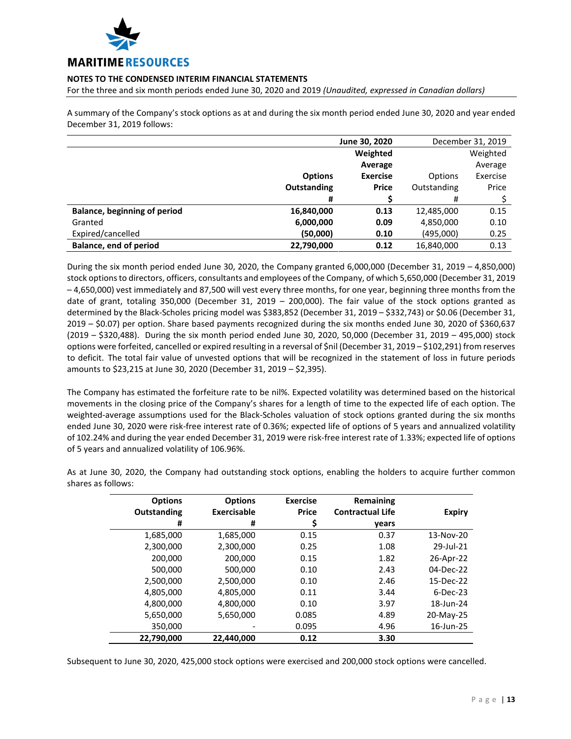A summary of the Company's stock options as at and during the six month period ended June 30, 2020 and year ended December 31, 2019 follows:

| | June 30, 2020 | | December 31, 2019 | |
|---|---|---|---|---|
| | **Options Outstanding** | **Weighted Average Exercise Price** | Options Outstanding | Weighted Average Exercise Price |
| | **#** | **$** | # | $ |
| **Balance, beginning of period** | **16,840,000** | **0.13** | 12,485,000 | 0.15 |
| Granted | **6,000,000** | **0.09** | 4,850,000 | 0.10 |
| Expired/cancelled | **(50,000)** | **0.10** | (495,000) | 0.25 |
| **Balance, end of period** | **22,790,000** | **0.12** | 16,840,000 | 0.13 |

During the six month period ended June 30, 2020, the Company granted 6,000,000 (December 31, 2019 – 4,850,000) stock options to directors, officers, consultants and employees of the Company, of which 5,650,000 (December 31, 2019 – 4,650,000) vest immediately and 87,500 will vest every three months, for one year, beginning three months from the date of grant, totaling 350,000 (December 31, 2019 – 200,000). The fair value of the stock options granted as determined by the Black-Scholes pricing model was $383,852 (December 31, 2019 – $332,743) or $0.06 (December 31, 2019 – $0.07) per option. Share based payments recognized during the six months ended June 30, 2020 of $360,637 (2019 – $320,488). During the six month period ended June 30, 2020, 50,000 (December 31, 2019 – 495,000) stock options were forfeited, cancelled or expired resulting in a reversal of $nil (December 31, 2019 – $102,291) from reserves to deficit. The total fair value of unvested options that will be recognized in the statement of loss in future periods amounts to $23,215 at June 30, 2020 (December 31, 2019 – $2,395).

The Company has estimated the forfeiture rate to be nil%. Expected volatility was determined based on the historical movements in the closing price of the Company's shares for a length of time to the expected life of each option. The weighted-average assumptions used for the Black-Scholes valuation of stock options granted during the six months ended June 30, 2020 were risk-free interest rate of 0.36%; expected life of options of 5 years and annualized volatility of 102.24% and during the year ended December 31, 2019 were risk-free interest rate of 1.33%; expected life of options of 5 years and annualized volatility of 106.96%.

As at June 30, 2020, the Company had outstanding stock options, enabling the holders to acquire further common shares as follows:

| Options Outstanding # | Options Exercisable # | Exercise Price $ | Remaining Contractual Life years | Expiry |
|---|---|---|---|---|
| 1,685,000 | 1,685,000 | 0.15 | 0.37 | 13-Nov-20 |
| 2,300,000 | 2,300,000 | 0.25 | 1.08 | 29-Jul-21 |
| 200,000 | 200,000 | 0.15 | 1.82 | 26-Apr-22 |
| 500,000 | 500,000 | 0.10 | 2.43 | 04-Dec-22 |
| 2,500,000 | 2,500,000 | 0.10 | 2.46 | 15-Dec-22 |
| 4,805,000 | 4,805,000 | 0.11 | 3.44 | 6-Dec-23 |
| 4,800,000 | 4,800,000 | 0.10 | 3.97 | 18-Jun-24 |
| 5,650,000 | 5,650,000 | 0.085 | 4.89 | 20-May-25 |
| 350,000 | - | 0.095 | 4.96 | 16-Jun-25 |
| **22,790,000** | **22,440,000** | **0.12** | **3.30** | |

Subsequent to June 30, 2020, 425,000 stock options were exercised and 200,000 stock options were cancelled.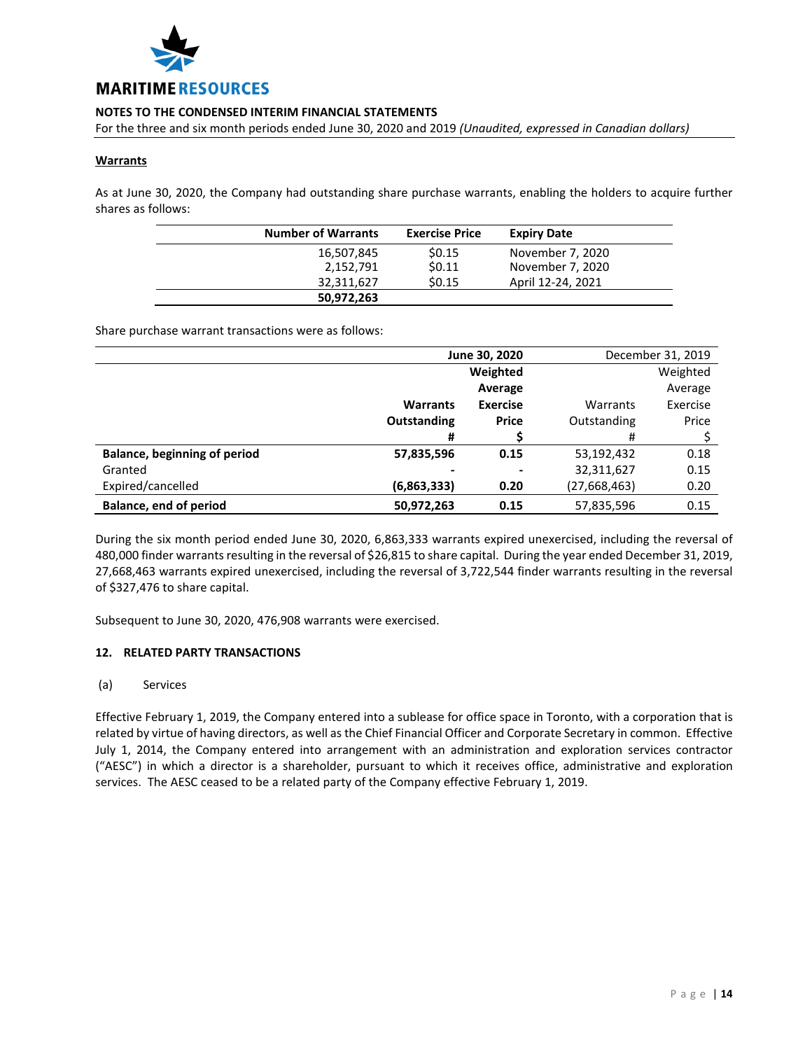### Warrants

As at June 30, 2020, the Company had outstanding share purchase warrants, enabling the holders to acquire further shares as follows:

| Number of Warrants | Exercise Price | Expiry Date |
|---|---|---|
| 16,507,845 | $0.15 | November 7, 2020 |
| 2,152,791 | $0.11 | November 7, 2020 |
| 32,311,627 | $0.15 | April 12-24, 2021 |
| **50,972,263** | | |

Share purchase warrant transactions were as follows:

| | **June 30, 2020** | | December 31, 2019 | |
|---|---|---|---|---|
| | **Warrants Outstanding** | **Weighted Average Exercise Price** | Warrants Outstanding | Weighted Average Exercise Price |
| | **#** | **$** | # | $ |
| **Balance, beginning of period** | **57,835,596** | **0.15** | 53,192,432 | 0.18 |
| Granted | **-** | **-** | 32,311,627 | 0.15 |
| Expired/cancelled | **(6,863,333)** | **0.20** | (27,668,463) | 0.20 |
| **Balance, end of period** | **50,972,263** | **0.15** | 57,835,596 | 0.15 |

During the six month period ended June 30, 2020, 6,863,333 warrants expired unexercised, including the reversal of 480,000 finder warrants resulting in the reversal of $26,815 to share capital. During the year ended December 31, 2019, 27,668,463 warrants expired unexercised, including the reversal of 3,722,544 finder warrants resulting in the reversal of $327,476 to share capital.

Subsequent to June 30, 2020, 476,908 warrants were exercised.

## 12. RELATED PARTY TRANSACTIONS

(a) Services

Effective February 1, 2019, the Company entered into a sublease for office space in Toronto, with a corporation that is related by virtue of having directors, as well as the Chief Financial Officer and Corporate Secretary in common. Effective July 1, 2014, the Company entered into arrangement with an administration and exploration services contractor ("AESC") in which a director is a shareholder, pursuant to which it receives office, administrative and exploration services. The AESC ceased to be a related party of the Company effective February 1, 2019.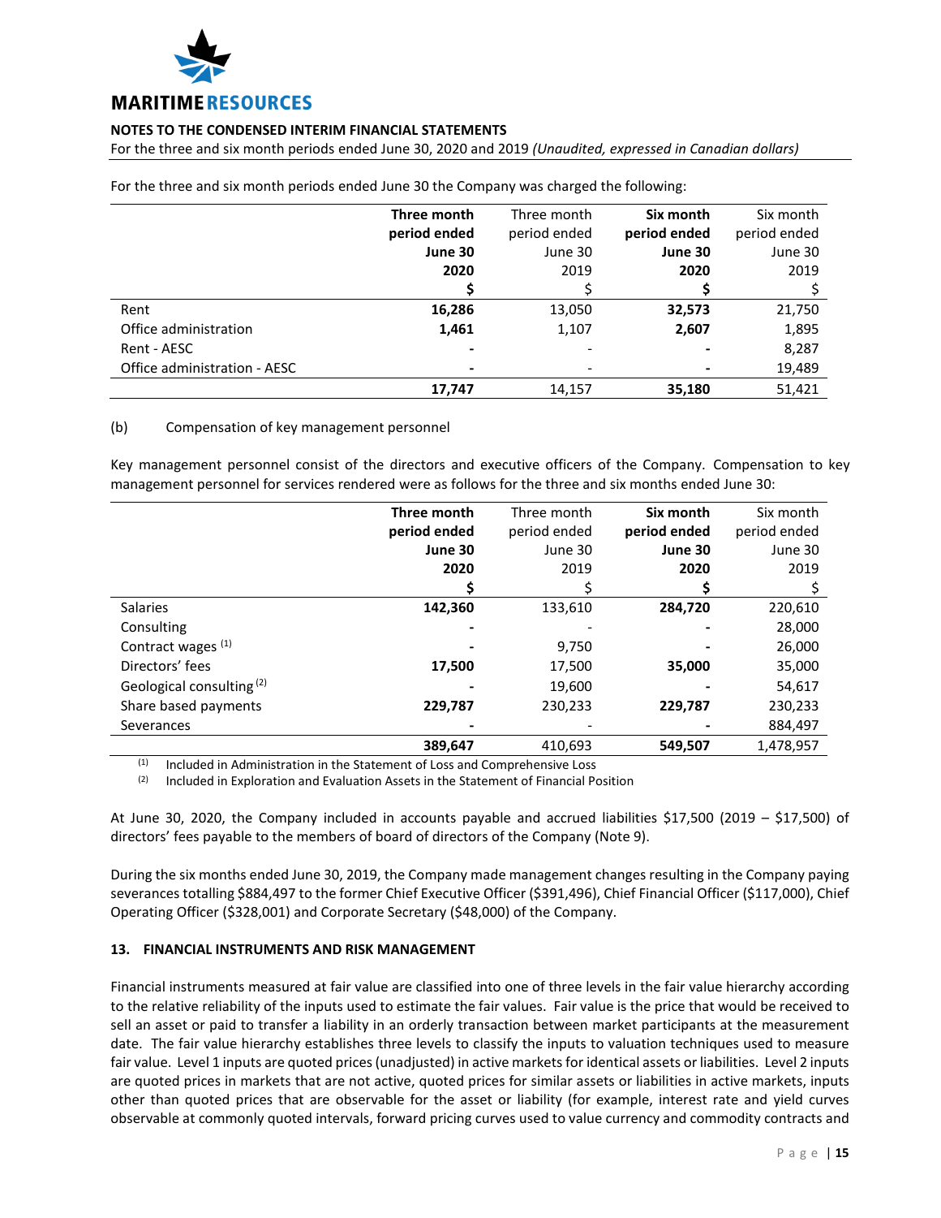For the three and six month periods ended June 30 the Company was charged the following:

| | Three month period ended June 30 2020 | Three month period ended June 30 2019 | Six month period ended June 30 2020 | Six month period ended June 30 2019 |
|---|---|---|---|---|
| | **$** | $ | **$** | $ |
| Rent | **16,286** | 13,050 | **32,573** | 21,750 |
| Office administration | **1,461** | 1,107 | **2,607** | 1,895 |
| Rent - AESC | **-** | - | **-** | 8,287 |
| Office administration - AESC | **-** | - | **-** | 19,489 |
| | **17,747** | 14,157 | **35,180** | 51,421 |

(b) Compensation of key management personnel

Key management personnel consist of the directors and executive officers of the Company. Compensation to key management personnel for services rendered were as follows for the three and six months ended June 30:

| | Three month period ended June 30 2020 | Three month period ended June 30 2019 | Six month period ended June 30 2020 | Six month period ended June 30 2019 |
|---|---|---|---|---|
| | **$** | $ | **$** | $ |
| Salaries | **142,360** | 133,610 | **284,720** | 220,610 |
| Consulting | **-** | - | **-** | 28,000 |
| Contract wages (1) | **-** | 9,750 | **-** | 26,000 |
| Directors' fees | **17,500** | 17,500 | **35,000** | 35,000 |
| Geological consulting (2) | **-** | 19,600 | **-** | 54,617 |
| Share based payments | **229,787** | 230,233 | **229,787** | 230,233 |
| Severances | **-** | - | **-** | 884,497 |
| | **389,647** | 410,693 | **549,507** | 1,478,957 |

(1) Included in Administration in the Statement of Loss and Comprehensive Loss

(2) Included in Exploration and Evaluation Assets in the Statement of Financial Position

At June 30, 2020, the Company included in accounts payable and accrued liabilities $17,500 (2019 – $17,500) of directors' fees payable to the members of board of directors of the Company (Note 9).

During the six months ended June 30, 2019, the Company made management changes resulting in the Company paying severances totalling $884,497 to the former Chief Executive Officer ($391,496), Chief Financial Officer ($117,000), Chief Operating Officer ($328,001) and Corporate Secretary ($48,000) of the Company.

## 13. FINANCIAL INSTRUMENTS AND RISK MANAGEMENT

Financial instruments measured at fair value are classified into one of three levels in the fair value hierarchy according to the relative reliability of the inputs used to estimate the fair values. Fair value is the price that would be received to sell an asset or paid to transfer a liability in an orderly transaction between market participants at the measurement date. The fair value hierarchy establishes three levels to classify the inputs to valuation techniques used to measure fair value. Level 1 inputs are quoted prices (unadjusted) in active markets for identical assets or liabilities. Level 2 inputs are quoted prices in markets that are not active, quoted prices for similar assets or liabilities in active markets, inputs other than quoted prices that are observable for the asset or liability (for example, interest rate and yield curves observable at commonly quoted intervals, forward pricing curves used to value currency and commodity contracts and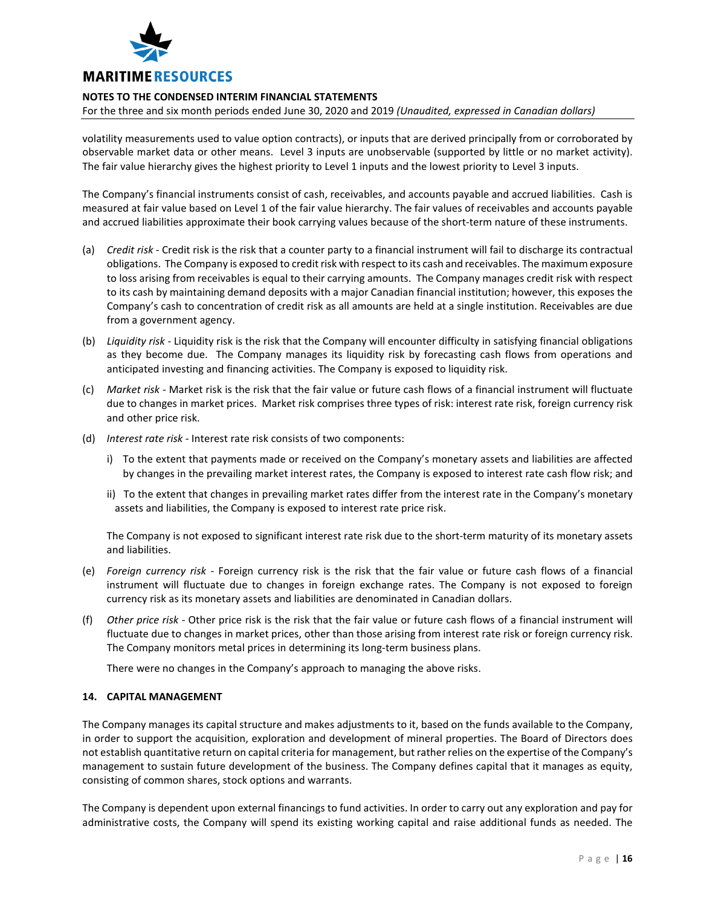volatility measurements used to value option contracts), or inputs that are derived principally from or corroborated by observable market data or other means. Level 3 inputs are unobservable (supported by little or no market activity). The fair value hierarchy gives the highest priority to Level 1 inputs and the lowest priority to Level 3 inputs.

The Company's financial instruments consist of cash, receivables, and accounts payable and accrued liabilities. Cash is measured at fair value based on Level 1 of the fair value hierarchy. The fair values of receivables and accounts payable and accrued liabilities approximate their book carrying values because of the short-term nature of these instruments.

(a) *Credit risk* - Credit risk is the risk that a counter party to a financial instrument will fail to discharge its contractual obligations. The Company is exposed to credit risk with respect to its cash and receivables. The maximum exposure to loss arising from receivables is equal to their carrying amounts. The Company manages credit risk with respect to its cash by maintaining demand deposits with a major Canadian financial institution; however, this exposes the Company's cash to concentration of credit risk as all amounts are held at a single institution. Receivables are due from a government agency.

(b) *Liquidity risk* - Liquidity risk is the risk that the Company will encounter difficulty in satisfying financial obligations as they become due. The Company manages its liquidity risk by forecasting cash flows from operations and anticipated investing and financing activities. The Company is exposed to liquidity risk.

(c) *Market risk* - Market risk is the risk that the fair value or future cash flows of a financial instrument will fluctuate due to changes in market prices. Market risk comprises three types of risk: interest rate risk, foreign currency risk and other price risk.

(d) *Interest rate risk* - Interest rate risk consists of two components:

i) To the extent that payments made or received on the Company's monetary assets and liabilities are affected by changes in the prevailing market interest rates, the Company is exposed to interest rate cash flow risk; and

ii) To the extent that changes in prevailing market rates differ from the interest rate in the Company's monetary assets and liabilities, the Company is exposed to interest rate price risk.

The Company is not exposed to significant interest rate risk due to the short-term maturity of its monetary assets and liabilities.

(e) *Foreign currency risk* - Foreign currency risk is the risk that the fair value or future cash flows of a financial instrument will fluctuate due to changes in foreign exchange rates. The Company is not exposed to foreign currency risk as its monetary assets and liabilities are denominated in Canadian dollars.

(f) *Other price risk* - Other price risk is the risk that the fair value or future cash flows of a financial instrument will fluctuate due to changes in market prices, other than those arising from interest rate risk or foreign currency risk. The Company monitors metal prices in determining its long-term business plans.

There were no changes in the Company's approach to managing the above risks.

## 14. CAPITAL MANAGEMENT

The Company manages its capital structure and makes adjustments to it, based on the funds available to the Company, in order to support the acquisition, exploration and development of mineral properties. The Board of Directors does not establish quantitative return on capital criteria for management, but rather relies on the expertise of the Company's management to sustain future development of the business. The Company defines capital that it manages as equity, consisting of common shares, stock options and warrants.

The Company is dependent upon external financings to fund activities. In order to carry out any exploration and pay for administrative costs, the Company will spend its existing working capital and raise additional funds as needed. The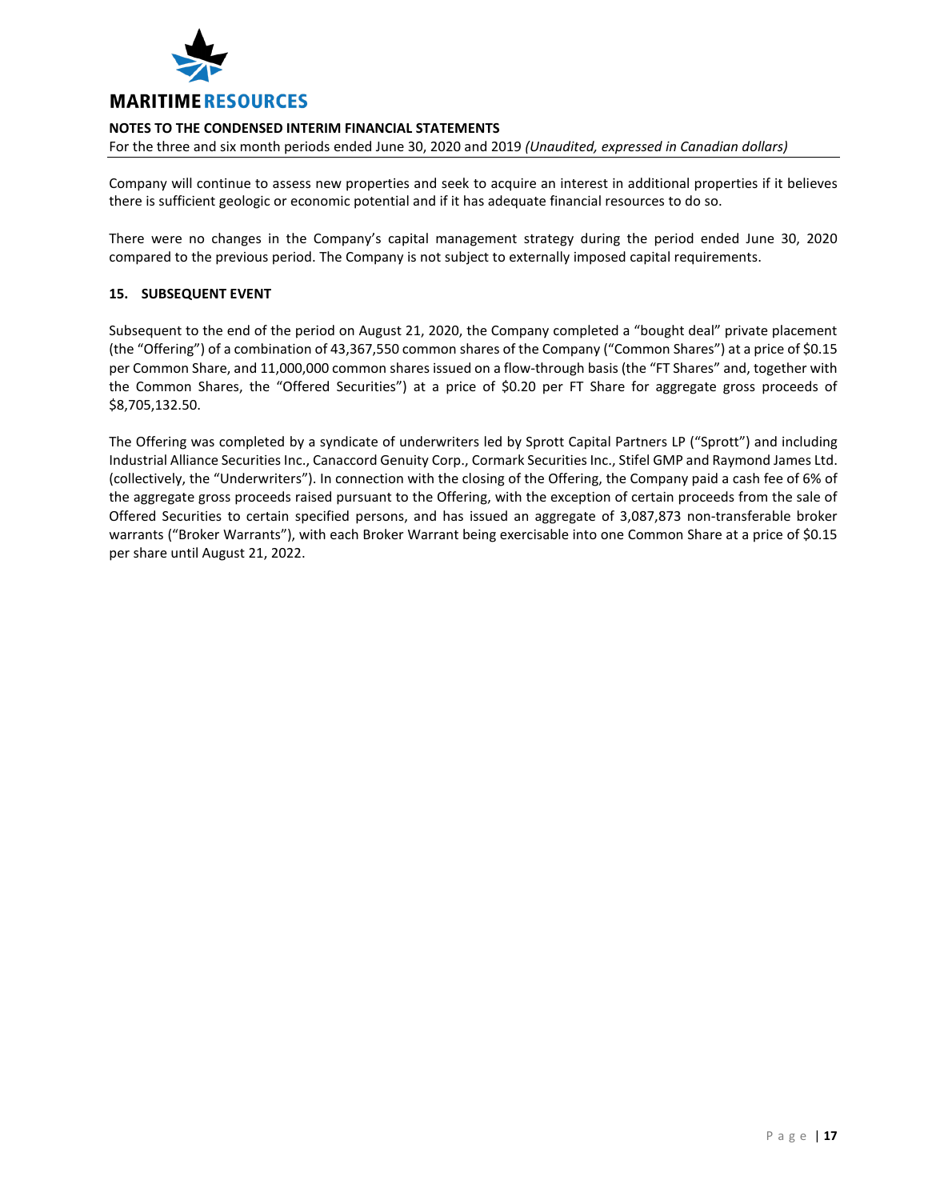Company will continue to assess new properties and seek to acquire an interest in additional properties if it believes there is sufficient geologic or economic potential and if it has adequate financial resources to do so.

There were no changes in the Company's capital management strategy during the period ended June 30, 2020 compared to the previous period. The Company is not subject to externally imposed capital requirements.

## 15. SUBSEQUENT EVENT

Subsequent to the end of the period on August 21, 2020, the Company completed a "bought deal" private placement (the "Offering") of a combination of 43,367,550 common shares of the Company ("Common Shares") at a price of $0.15 per Common Share, and 11,000,000 common shares issued on a flow-through basis (the "FT Shares" and, together with the Common Shares, the "Offered Securities") at a price of $0.20 per FT Share for aggregate gross proceeds of $8,705,132.50.

The Offering was completed by a syndicate of underwriters led by Sprott Capital Partners LP ("Sprott") and including Industrial Alliance Securities Inc., Canaccord Genuity Corp., Cormark Securities Inc., Stifel GMP and Raymond James Ltd. (collectively, the "Underwriters"). In connection with the closing of the Offering, the Company paid a cash fee of 6% of the aggregate gross proceeds raised pursuant to the Offering, with the exception of certain proceeds from the sale of Offered Securities to certain specified persons, and has issued an aggregate of 3,087,873 non-transferable broker warrants ("Broker Warrants"), with each Broker Warrant being exercisable into one Common Share at a price of $0.15 per share until August 21, 2022.